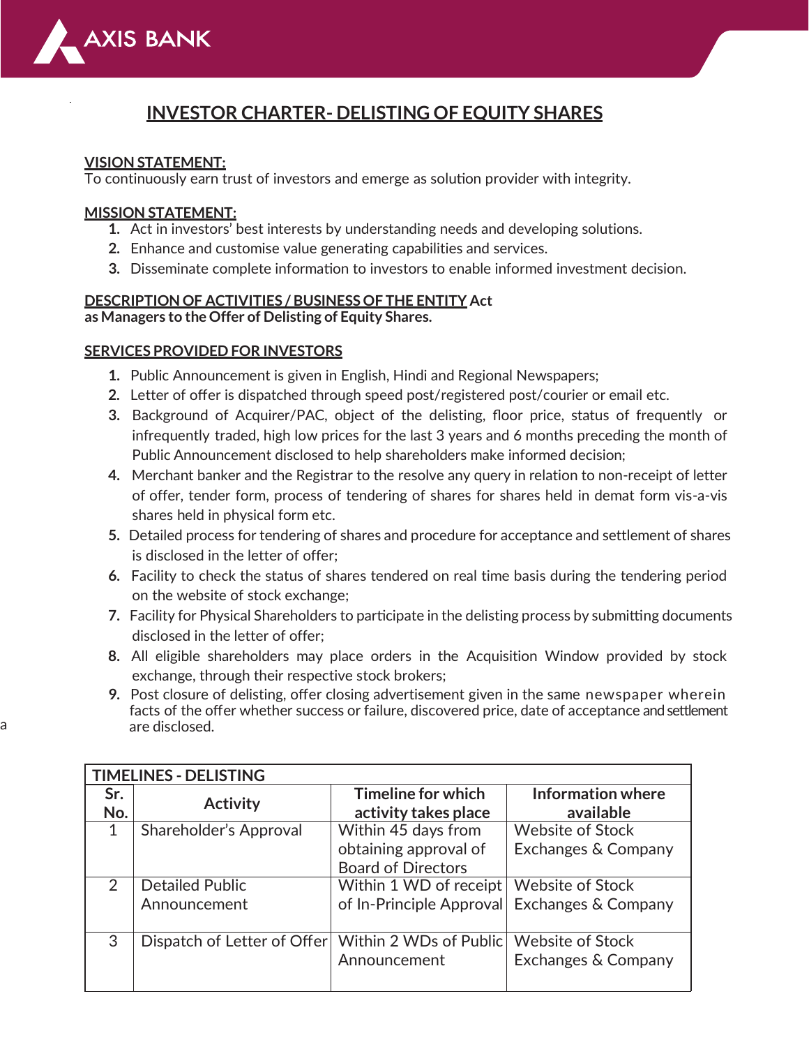AXIS BANK

# INVESTOR CHARTER- DELISTING OF EQUITY SHARES

**VISION STATEMENT:**
To continuously earn trust of investors and emerge as solution provider with integrity.

**MISSION STATEMENT:**

1. Act in investors' best interests by understanding needs and developing solutions.
2. Enhance and customise value generating capabilities and services.
3. Disseminate complete information to investors to enable informed investment decision.

**DESCRIPTION OF ACTIVITIES / BUSINESS OF THE ENTITY** Act as Managers to the Offer of Delisting of Equity Shares.

**SERVICES PROVIDED FOR INVESTORS**

1. Public Announcement is given in English, Hindi and Regional Newspapers;
2. Letter of offer is dispatched through speed post/registered post/courier or email etc.
3. Background of Acquirer/PAC, object of the delisting, floor price, status of frequently or infrequently traded, high low prices for the last 3 years and 6 months preceding the month of Public Announcement disclosed to help shareholders make informed decision;
4. Merchant banker and the Registrar to the resolve any query in relation to non-receipt of letter of offer, tender form, process of tendering of shares for shares held in demat form vis-a-vis shares held in physical form etc.
5. Detailed process for tendering of shares and procedure for acceptance and settlement of shares is disclosed in the letter of offer;
6. Facility to check the status of shares tendered on real time basis during the tendering period on the website of stock exchange;
7. Facility for Physical Shareholders to participate in the delisting process by submitting documents disclosed in the letter of offer;
8. All eligible shareholders may place orders in the Acquisition Window provided by stock exchange, through their respective stock brokers;
9. Post closure of delisting, offer closing advertisement given in the same newspaper wherein facts of the offer whether success or failure, discovered price, date of acceptance and settlement are disclosed.

| TIMELINES - DELISTING | | | |
|---|---|---|---|
| Sr. No. | Activity | Timeline for which activity takes place | Information where available |
| 1 | Shareholder's Approval | Within 45 days from obtaining approval of Board of Directors | Website of Stock Exchanges & Company |
| 2 | Detailed Public Announcement | Within 1 WD of receipt of In-Principle Approval | Website of Stock Exchanges & Company |
| 3 | Dispatch of Letter of Offer | Within 2 WDs of Public Announcement | Website of Stock Exchanges & Company |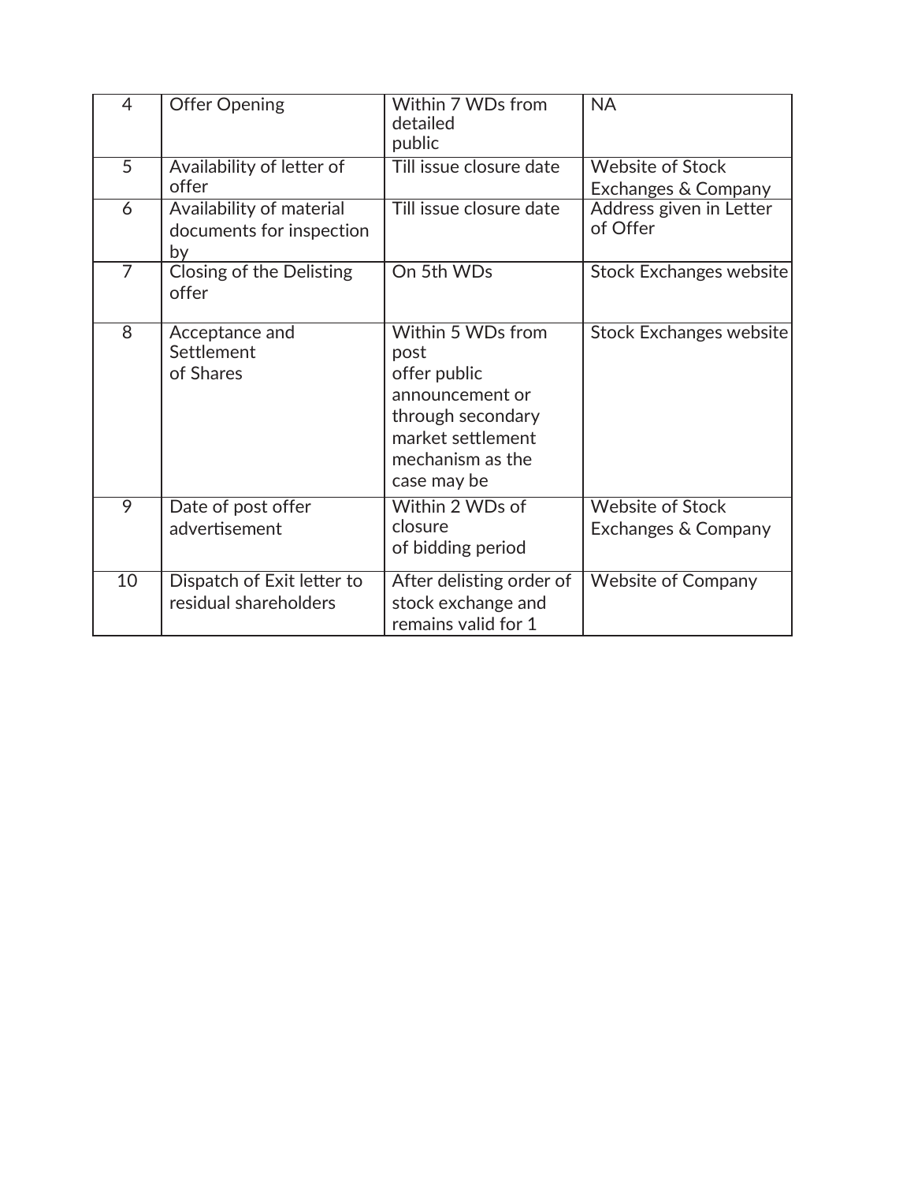| 4 | Offer Opening | Within 7 WDs from detailed public | NA |
|---|---|---|---|
| 5 | Availability of letter of offer | Till issue closure date | Website of Stock Exchanges & Company |
| 6 | Availability of material documents for inspection by | Till issue closure date | Address given in Letter of Offer |
| 7 | Closing of the Delisting offer | On 5th WDs | Stock Exchanges website |
| 8 | Acceptance and Settlement of Shares | Within 5 WDs from post offer public announcement or through secondary market settlement mechanism as the case may be | Stock Exchanges website |
| 9 | Date of post offer advertisement | Within 2 WDs of closure of bidding period | Website of Stock Exchanges & Company |
| 10 | Dispatch of Exit letter to residual shareholders | After delisting order of stock exchange and remains valid for 1 | Website of Company |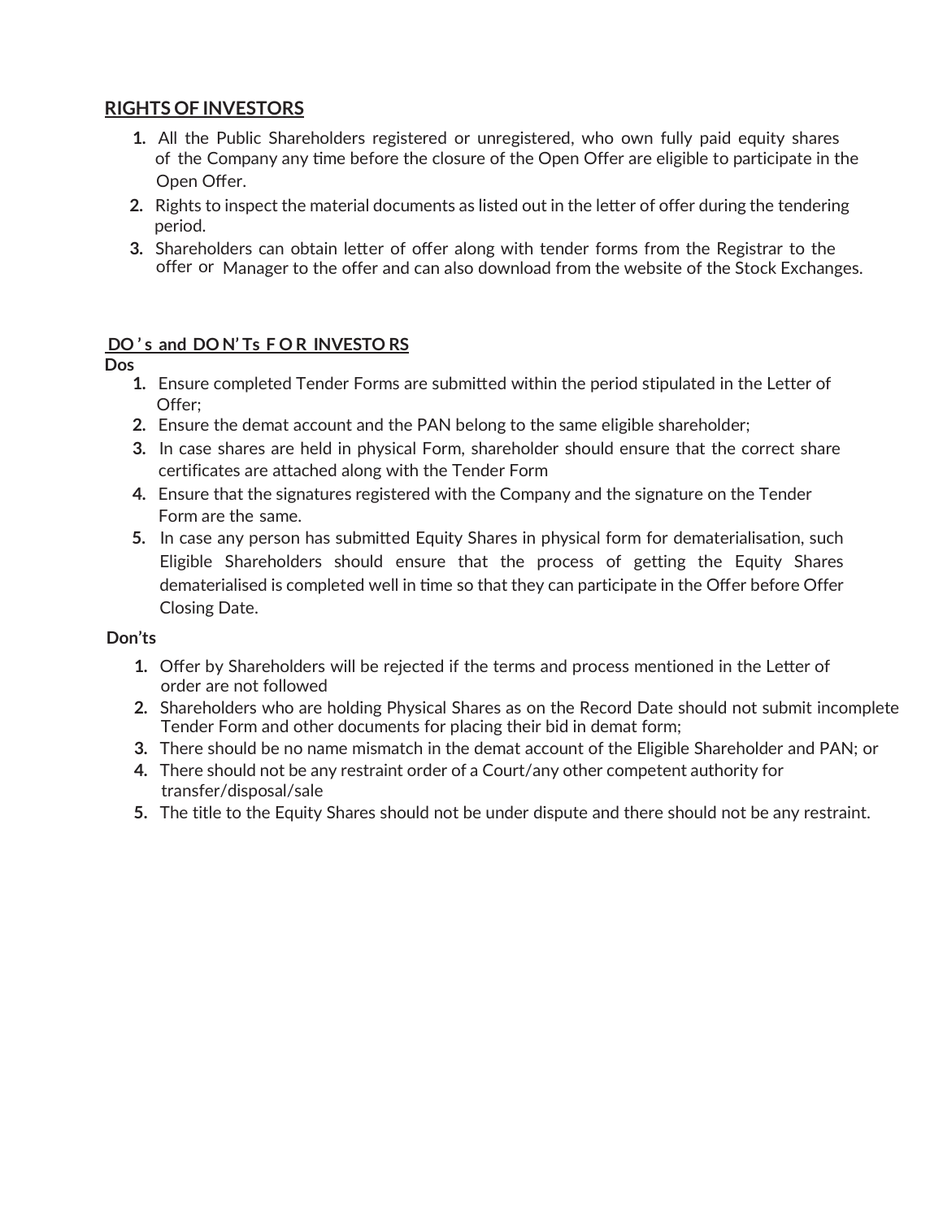## RIGHTS OF INVESTORS

1. All the Public Shareholders registered or unregistered, who own fully paid equity shares of the Company any time before the closure of the Open Offer are eligible to participate in the Open Offer.
2. Rights to inspect the material documents as listed out in the letter of offer during the tendering period.
3. Shareholders can obtain letter of offer along with tender forms from the Registrar to the offer or Manager to the offer and can also download from the website of the Stock Exchanges.

## DO's and DON'Ts FOR INVESTORS

**Dos**

1. Ensure completed Tender Forms are submitted within the period stipulated in the Letter of Offer;
2. Ensure the demat account and the PAN belong to the same eligible shareholder;
3. In case shares are held in physical Form, shareholder should ensure that the correct share certificates are attached along with the Tender Form
4. Ensure that the signatures registered with the Company and the signature on the Tender Form are the same.
5. In case any person has submitted Equity Shares in physical form for dematerialisation, such Eligible Shareholders should ensure that the process of getting the Equity Shares dematerialised is completed well in time so that they can participate in the Offer before Offer Closing Date.

**Don'ts**

1. Offer by Shareholders will be rejected if the terms and process mentioned in the Letter of order are not followed
2. Shareholders who are holding Physical Shares as on the Record Date should not submit incomplete Tender Form and other documents for placing their bid in demat form;
3. There should be no name mismatch in the demat account of the Eligible Shareholder and PAN; or
4. There should not be any restraint order of a Court/any other competent authority for transfer/disposal/sale
5. The title to the Equity Shares should not be under dispute and there should not be any restraint.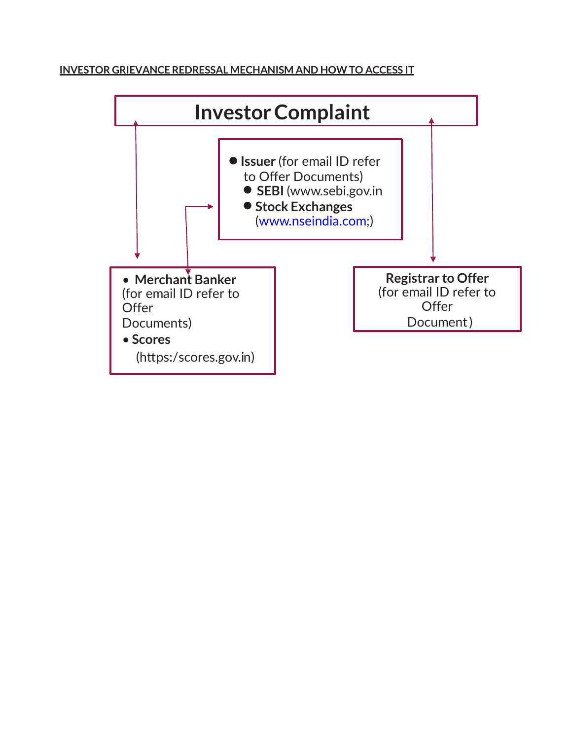**INVESTOR GRIEVANCE REDRESSAL MECHANISM AND HOW TO ACCESS IT**

# Investor Complaint

- **Issuer** (for email ID refer to Offer Documents)
  - **SEBI** (www.sebi.gov.in
  - **Stock Exchanges** (www.nseindia.com;)

- **Merchant Banker** (for email ID refer to Offer Documents)
- **Scores** (https:/scores.gov.in)

**Registrar to Offer**
(for email ID refer to Offer Document)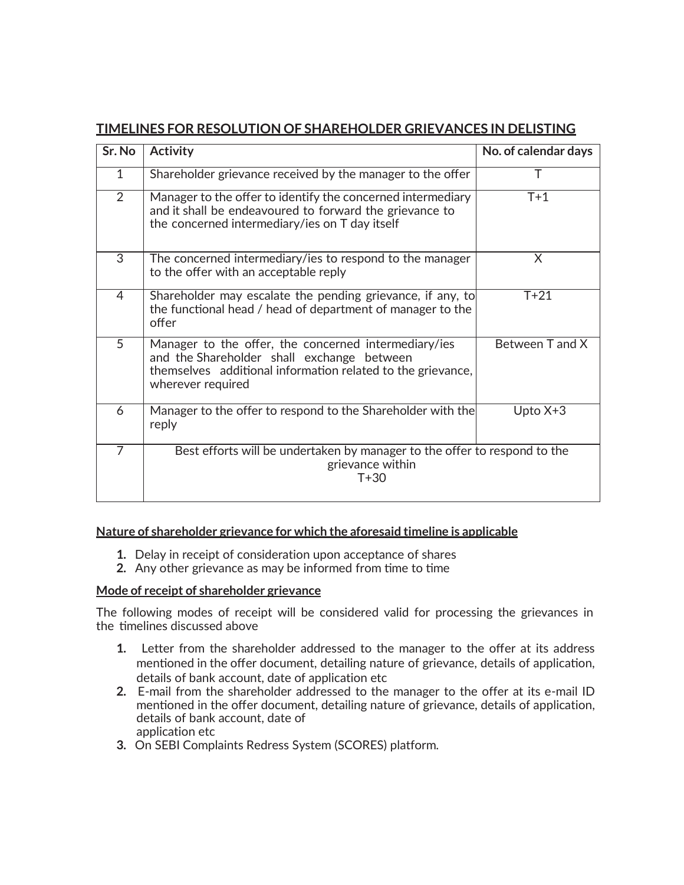## TIMELINES FOR RESOLUTION OF SHAREHOLDER GRIEVANCES IN DELISTING

| Sr. No | Activity | No. of calendar days |
|---|---|---|
| 1 | Shareholder grievance received by the manager to the offer | T |
| 2 | Manager to the offer to identify the concerned intermediary and it shall be endeavoured to forward the grievance to the concerned intermediary/ies on T day itself | T+1 |
| 3 | The concerned intermediary/ies to respond to the manager to the offer with an acceptable reply | X |
| 4 | Shareholder may escalate the pending grievance, if any, to the functional head / head of department of manager to the offer | T+21 |
| 5 | Manager to the offer, the concerned intermediary/ies and the Shareholder shall exchange between themselves additional information related to the grievance, wherever required | Between T and X |
| 6 | Manager to the offer to respond to the Shareholder with the reply | Upto X+3 |
| 7 | Best efforts will be undertaken by manager to the offer to respond to the grievance within T+30 | |

**Nature of shareholder grievance for which the aforesaid timeline is applicable**

1. Delay in receipt of consideration upon acceptance of shares
2. Any other grievance as may be informed from time to time

**Mode of receipt of shareholder grievance**

The following modes of receipt will be considered valid for processing the grievances in the timelines discussed above

1. Letter from the shareholder addressed to the manager to the offer at its address mentioned in the offer document, detailing nature of grievance, details of application, details of bank account, date of application etc
2. E-mail from the shareholder addressed to the manager to the offer at its e-mail ID mentioned in the offer document, detailing nature of grievance, details of application, details of bank account, date of application etc
3. On SEBI Complaints Redress System (SCORES) platform.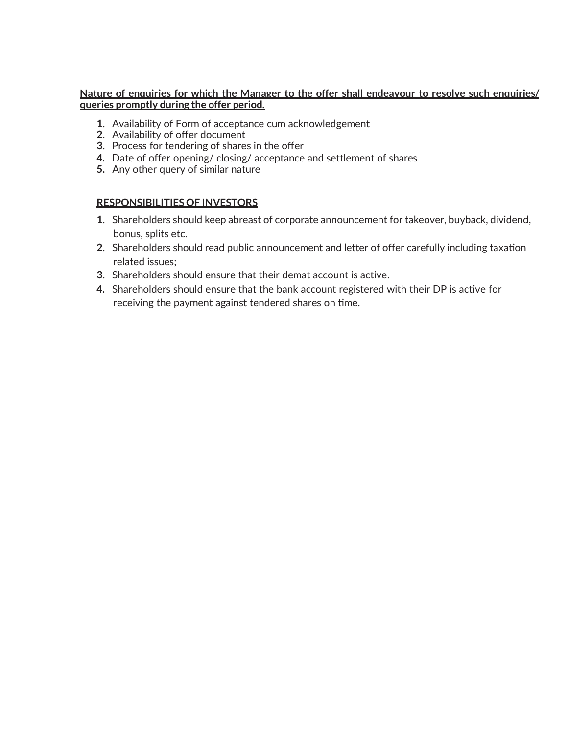**Nature of enquiries for which the Manager to the offer shall endeavour to resolve such enquiries/ queries promptly during the offer period.**

1. Availability of Form of acceptance cum acknowledgement
2. Availability of offer document
3. Process for tendering of shares in the offer
4. Date of offer opening/ closing/ acceptance and settlement of shares
5. Any other query of similar nature

**RESPONSIBILITIES OF INVESTORS**

1. Shareholders should keep abreast of corporate announcement for takeover, buyback, dividend, bonus, splits etc.
2. Shareholders should read public announcement and letter of offer carefully including taxation related issues;
3. Shareholders should ensure that their demat account is active.
4. Shareholders should ensure that the bank account registered with their DP is active for receiving the payment against tendered shares on time.